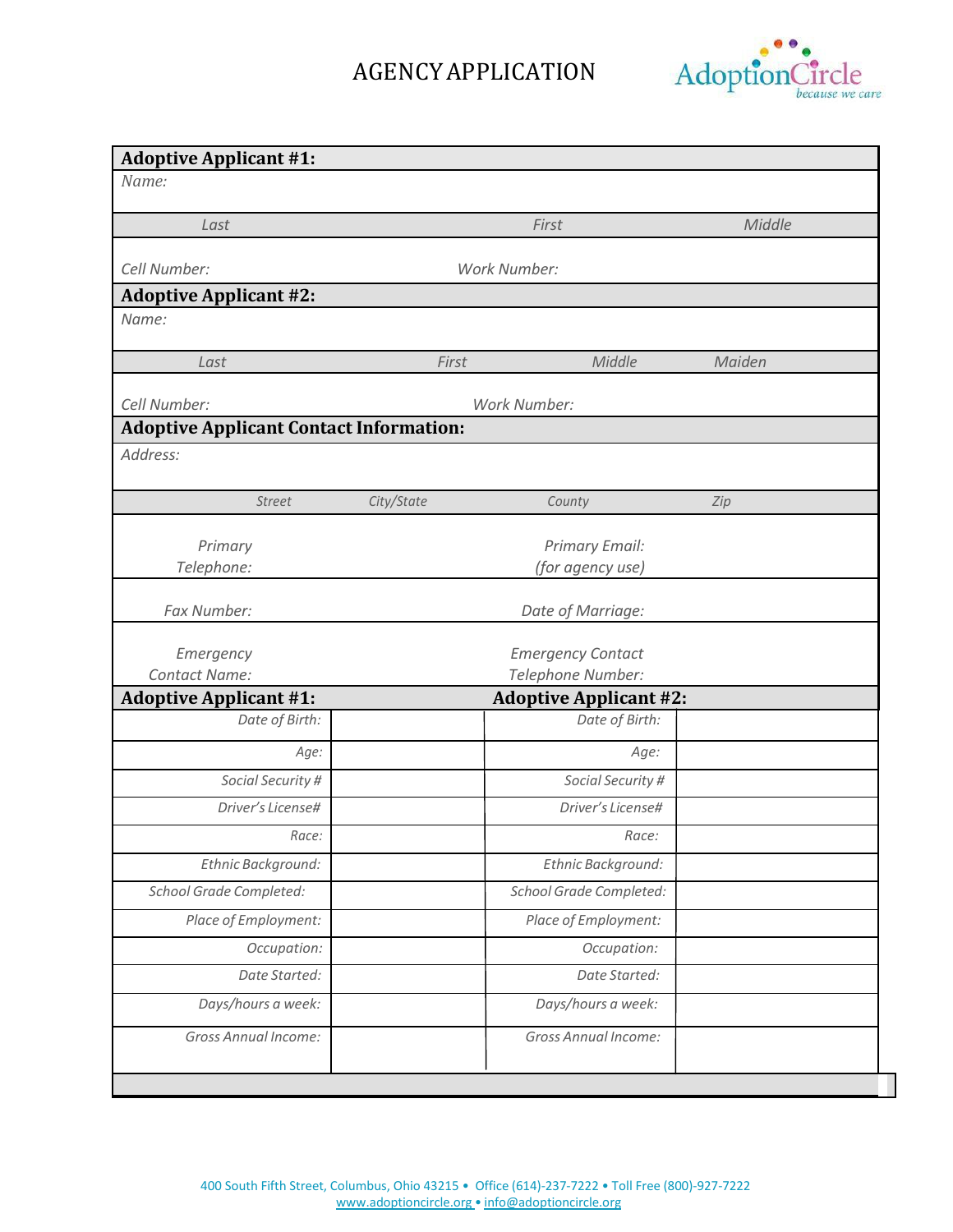# AGENCY APPLICATION

AdoptionCircle
*because we care*

| **Adoptive Applicant #1:** | | | |
|---|---|---|---|
| *Name:* | | | |
| *Last* | *First* | *Middle* | |
| *Cell Number:* | *Work Number:* | | |

| **Adoptive Applicant #2:** | | | |
|---|---|---|---|
| *Name:* | | | |
| *Last* | *First* | *Middle* | *Maiden* |
| *Cell Number:* | *Work Number:* | | |

| **Adoptive Applicant Contact Information:** | | | |
|---|---|---|---|
| *Address:* | | | |
| *Street* | *City/State* | *County* | *Zip* |
| *Primary Telephone:* | | *Primary Email: (for agency use)* | |
| *Fax Number:* | | *Date of Marriage:* | |
| *Emergency Contact Name:* | | *Emergency Contact Telephone Number:* | |

| **Adoptive Applicant #1:** | | **Adoptive Applicant #2:** | |
|---|---|---|---|
| *Date of Birth:* | | *Date of Birth:* | |
| *Age:* | | *Age:* | |
| *Social Security #* | | *Social Security #* | |
| *Driver's License#* | | *Driver's License#* | |
| *Race:* | | *Race:* | |
| *Ethnic Background:* | | *Ethnic Background:* | |
| *School Grade Completed:* | | *School Grade Completed:* | |
| *Place of Employment:* | | *Place of Employment:* | |
| *Occupation:* | | *Occupation:* | |
| *Date Started:* | | *Date Started:* | |
| *Days/hours a week:* | | *Days/hours a week:* | |
| *Gross Annual Income:* | | *Gross Annual Income:* | |

400 South Fifth Street, Columbus, Ohio 43215 • Office (614)-237-7222 • Toll Free (800)-927-7222
www.adoptioncircle.org • info@adoptioncircle.org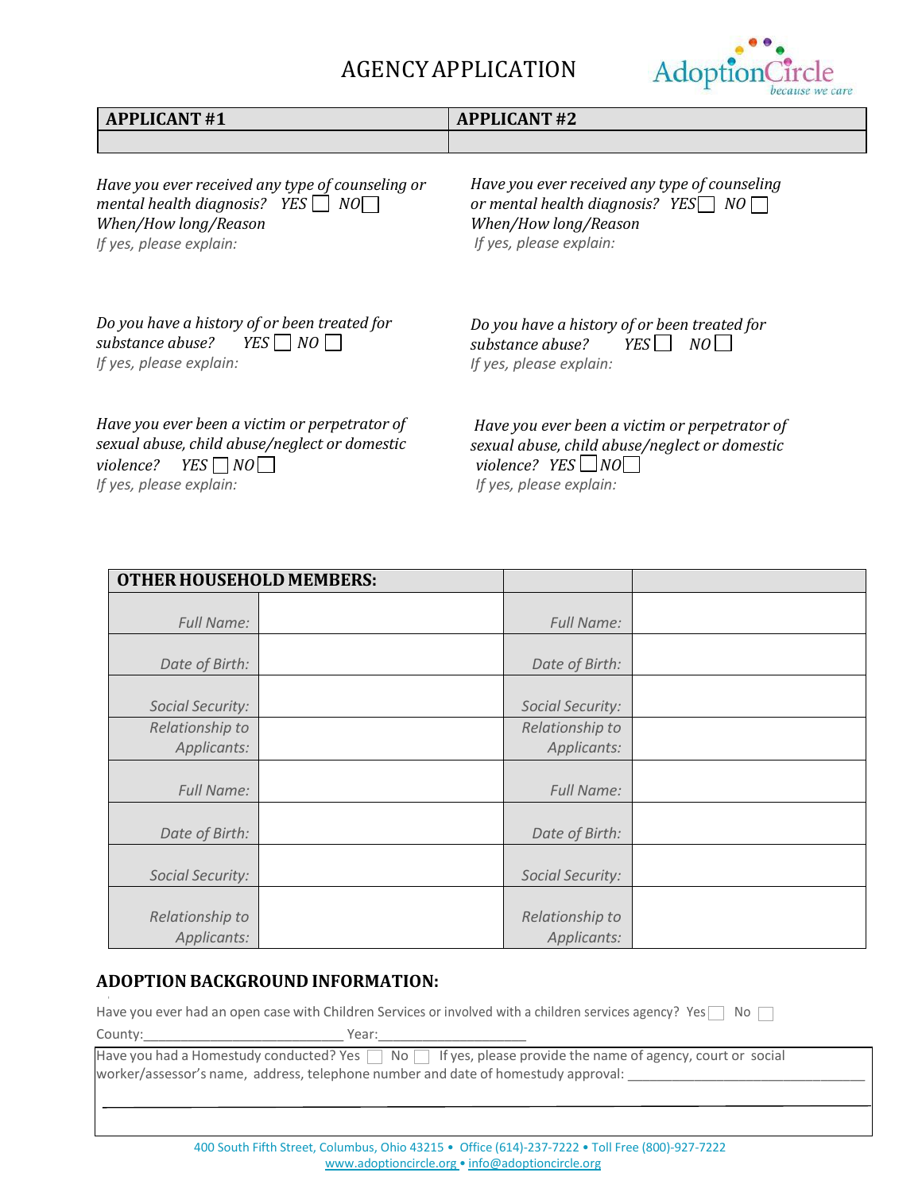# AGENCY APPLICATION

| APPLICANT #1 | APPLICANT #2 |
|---|---|
| | |

*Have you ever received any type of counseling or mental health diagnosis? YES ☐ NO ☐*
*When/How long/Reason*
*If yes, please explain:*

*Have you ever received any type of counseling or mental health diagnosis? YES ☐ NO ☐*
*When/How long/Reason*
*If yes, please explain:*

*Do you have a history of or been treated for substance abuse? YES ☐ NO ☐*
*If yes, please explain:*

*Do you have a history of or been treated for substance abuse? YES ☐ NO ☐*
*If yes, please explain:*

*Have you ever been a victim or perpetrator of sexual abuse, child abuse/neglect or domestic violence? YES ☐ NO ☐*
*If yes, please explain:*

*Have you ever been a victim or perpetrator of sexual abuse, child abuse/neglect or domestic violence? YES ☐ NO ☐*
*If yes, please explain:*

| OTHER HOUSEHOLD MEMBERS: | | | |
|---|---|---|---|
| *Full Name:* | | *Full Name:* | |
| *Date of Birth:* | | *Date of Birth:* | |
| *Social Security:* | | *Social Security:* | |
| *Relationship to Applicants:* | | *Relationship to Applicants:* | |
| *Full Name:* | | *Full Name:* | |
| *Date of Birth:* | | *Date of Birth:* | |
| *Social Security:* | | *Social Security:* | |
| *Relationship to Applicants:* | | *Relationship to Applicants:* | |

## ADOPTION BACKGROUND INFORMATION:

Have you ever had an open case with Children Services or involved with a children services agency? Yes ☐ No ☐

County:\_\_\_\_\_\_\_\_\_\_\_\_\_\_\_\_\_\_\_\_\_\_\_\_\_\_\_ Year:\_\_\_\_\_\_\_\_\_\_\_\_\_\_\_\_\_\_\_\_

Have you had a Homestudy conducted? Yes ☐ No ☐ If yes, please provide the name of agency, court or social worker/assessor's name, address, telephone number and date of homestudy approval: \_\_\_\_\_\_\_\_\_\_\_\_\_\_\_\_\_\_\_\_\_\_\_\_\_\_\_\_\_\_\_\_

400 South Fifth Street, Columbus, Ohio 43215 • Office (614)-237-7222 • Toll Free (800)-927-7222
www.adoptioncircle.org • info@adoptioncircle.org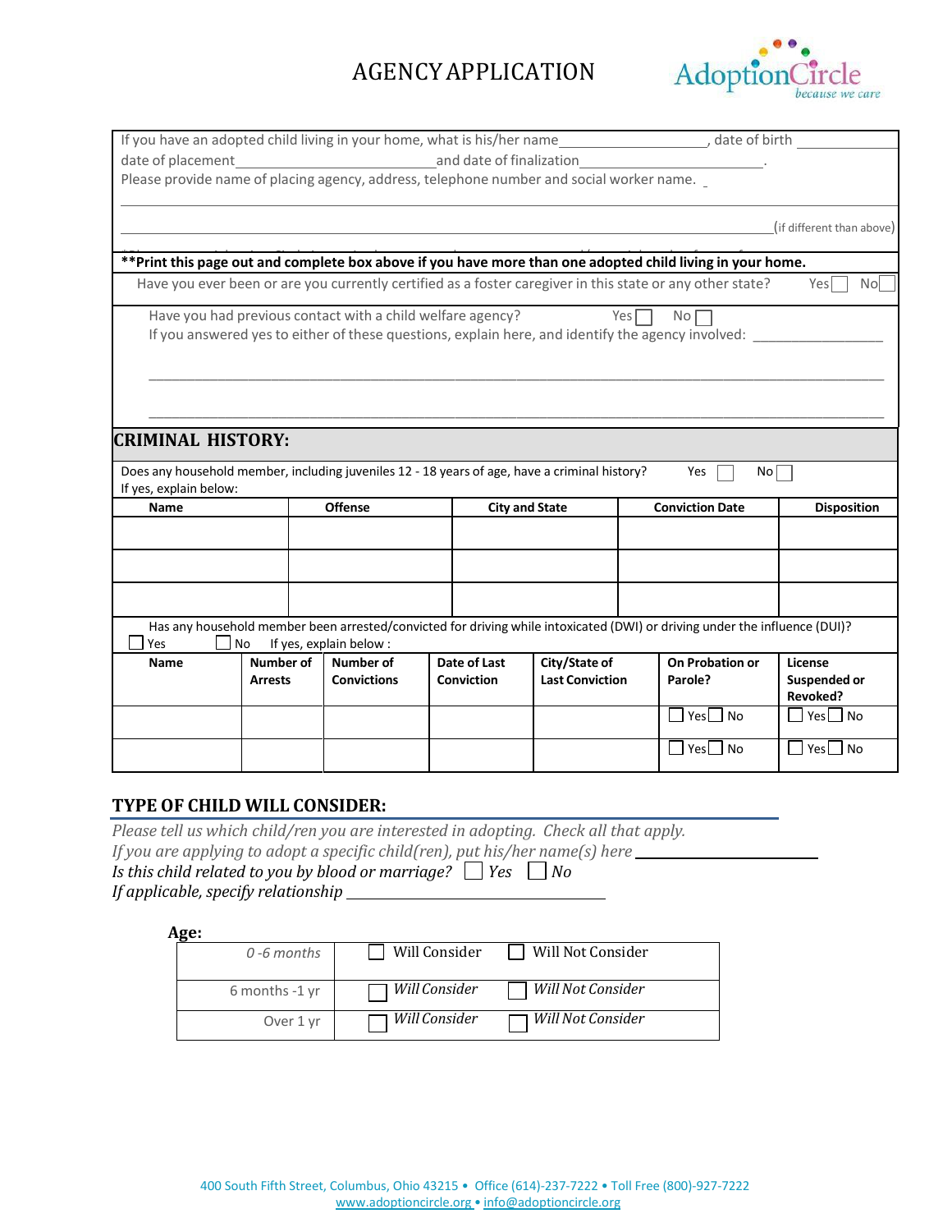# AGENCY APPLICATION

If you have an adopted child living in your home, what is his/her name____________________, date of birth ____________

date of placement__________________________and date of finalization__________________________.

Please provide name of placing agency, address, telephone number and social worker name. _

______________________________________________________________________________________

______________________________________________________________________________(if different than above)

**Print this page out and complete box above if you have more than one adopted child living in your home.**

Have you ever been or are you currently certified as a foster caregiver in this state or any other state? Yes ☐ No ☐

Have you had previous contact with a child welfare agency? Yes ☐ No ☐

If you answered yes to either of these questions, explain here, and identify the agency involved: _________________

______________________________________________________________________________________

______________________________________________________________________________________

## CRIMINAL HISTORY:

Does any household member, including juveniles 12 - 18 years of age, have a criminal history? Yes ☐ No ☐

If yes, explain below:

| Name | Offense | City and State | Conviction Date | Disposition |
|---|---|---|---|---|
| | | | | |
| | | | | |
| | | | | |

Has any household member been arrested/convicted for driving while intoxicated (DWI) or driving under the influence (DUI)?

☐ Yes ☐ No If yes, explain below :

| Name | Number of Arrests | Number of Convictions | Date of Last Conviction | City/State of Last Conviction | On Probation or Parole? | License Suspended or Revoked? |
|---|---|---|---|---|---|---|
| | | | | | ☐ Yes ☐ No | ☐ Yes ☐ No |
| | | | | | ☐ Yes ☐ No | ☐ Yes ☐ No |

## TYPE OF CHILD WILL CONSIDER:

*Please tell us which child/ren you are interested in adopting. Check all that apply.*

*If you are applying to adopt a specific child(ren), put his/her name(s) here* ____________________

*Is this child related to you by blood or marriage?* ☐ *Yes* ☐ *No*

*If applicable, specify relationship* ____________________

**Age:**

| | | |
|---|---|---|
| *0 -6 months* | ☐ Will Consider | ☐ Will Not Consider |
| 6 months -1 yr | ☐ *Will Consider* | ☐ *Will Not Consider* |
| Over 1 yr | ☐ *Will Consider* | ☐ *Will Not Consider* |

400 South Fifth Street, Columbus, Ohio 43215 • Office (614)-237-7222 • Toll Free (800)-927-7222
www.adoptioncircle.org • info@adoptioncircle.org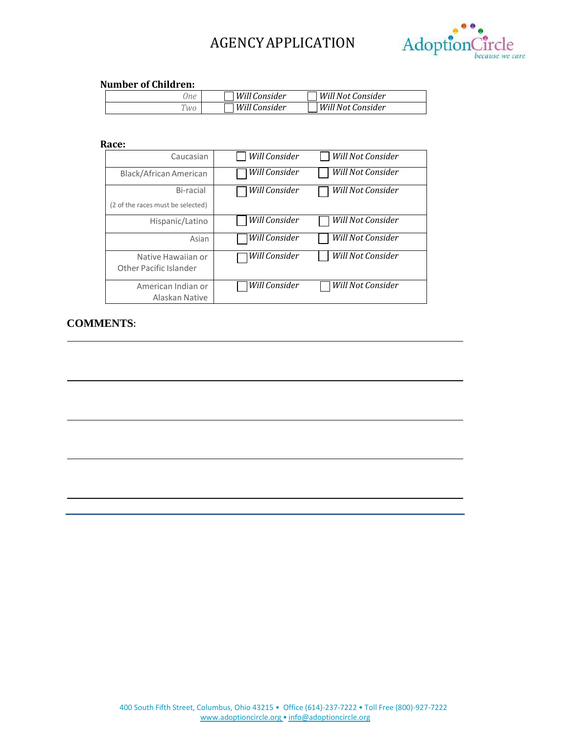# AGENCY APPLICATION

**Number of Children:**

| | | |
|---|---|---|
| One | ☐ *Will Consider* | ☐ *Will Not Consider* |
| Two | ☐ *Will Consider* | ☐ *Will Not Consider* |

**Race:**

| | | |
|---|---|---|
| Caucasian | ☐ *Will Consider* | ☐ *Will Not Consider* |
| Black/African American | ☐ *Will Consider* | ☐ *Will Not Consider* |
| Bi-racial (2 of the races must be selected) | ☐ *Will Consider* | ☐ *Will Not Consider* |
| Hispanic/Latino | ☐ *Will Consider* | ☐ *Will Not Consider* |
| Asian | ☐ *Will Consider* | ☐ *Will Not Consider* |
| Native Hawaiian or Other Pacific Islander | ☐ *Will Consider* | ☐ *Will Not Consider* |
| American Indian or Alaskan Native | ☐ *Will Consider* | ☐ *Will Not Consider* |

**COMMENTS**:

_______________________________________________

_______________________________________________

_______________________________________________

_______________________________________________

_______________________________________________

400 South Fifth Street, Columbus, Ohio 43215 • Office (614)-237-7222 • Toll Free (800)-927-7222
www.adoptioncircle.org • info@adoptioncircle.org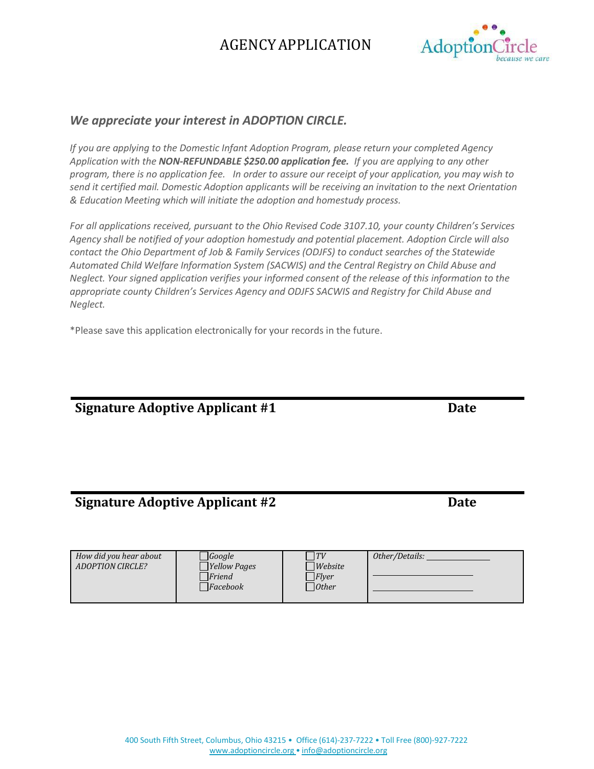# AGENCY APPLICATION

AdoptionCircle
*because we care*

***We appreciate your interest in ADOPTION CIRCLE.***

*If you are applying to the Domestic Infant Adoption Program, please return your completed Agency Application with the **NON-REFUNDABLE $250.00 application fee.** If you are applying to any other program, there is no application fee. In order to assure our receipt of your application, you may wish to send it certified mail. Domestic Adoption applicants will be receiving an invitation to the next Orientation & Education Meeting which will initiate the adoption and homestudy process.*

*For all applications received, pursuant to the Ohio Revised Code 3107.10, your county Children's Services Agency shall be notified of your adoption homestudy and potential placement. Adoption Circle will also contact the Ohio Department of Job & Family Services (ODJFS) to conduct searches of the Statewide Automated Child Welfare Information System (SACWIS) and the Central Registry on Child Abuse and Neglect. Your signed application verifies your informed consent of the release of this information to the appropriate county Children's Services Agency and ODJFS SACWIS and Registry for Child Abuse and Neglect.*

*Please save this application electronically for your records in the future.

**Signature Adoptive Applicant #1** **Date**

**Signature Adoptive Applicant #2** **Date**

| | | | |
|---|---|---|---|
| *How did you hear about ADOPTION CIRCLE?* | ☐ *Google*<br>☐ *Yellow Pages*<br>☐ *Friend*<br>☐ *Facebook* | ☐ *TV*<br>☐ *Website*<br>☐ *Flyer*<br>☐ *Other* | *Other/Details:* ________ |

400 South Fifth Street, Columbus, Ohio 43215 • Office (614)-237-7222 • Toll Free (800)-927-7222
www.adoptioncircle.org • info@adoptioncircle.org